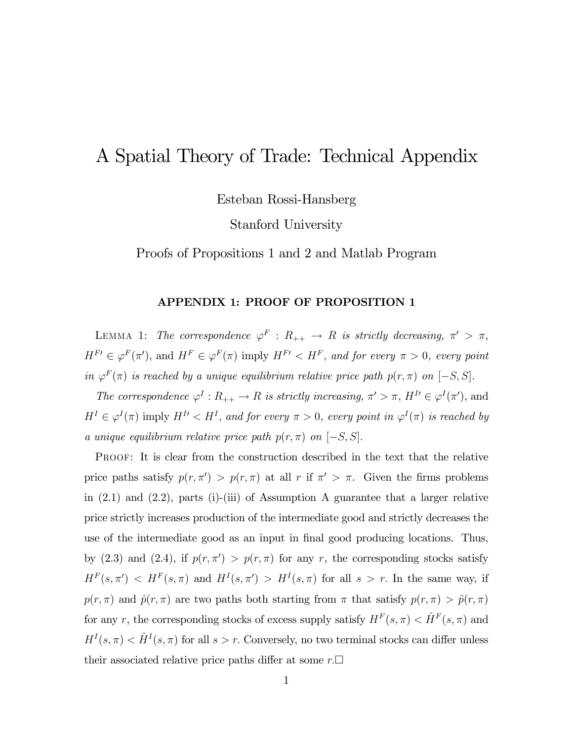# A Spatial Theory of Trade: Technical Appendix

Esteban Rossi-Hansberg

Stanford University

Proofs of Propositions 1 and 2 and Matlab Program

## APPENDIX 1: PROOF OF PROPOSITION 1

Lemma 1: *The correspondence* $\varphi^F : R_{++} \rightarrow R$ *is strictly decreasing,* $\pi' > \pi$, $H^{F\prime} \in \varphi^F(\pi')$, and $H^F \in \varphi^F(\pi)$ imply $H^{F\prime} < H^F$, *and for every* $\pi > 0$, *every point in* $\varphi^F(\pi)$ *is reached by a unique equilibrium relative price path* $p(r, \pi)$ *on* $[-S, S]$.

*The correspondence* $\varphi^I : R_{++} \rightarrow R$ *is strictly increasing,* $\pi' > \pi$, $H^{I\prime} \in \varphi^I(\pi')$, and $H^I \in \varphi^I(\pi)$ imply $H^{I\prime} < H^I$, *and for every* $\pi > 0$, *every point in* $\varphi^I(\pi)$ *is reached by a unique equilibrium relative price path* $p(r, \pi)$ *on* $[-S, S]$.

Proof: It is clear from the construction described in the text that the relative price paths satisfy $p(r, \pi') > p(r, \pi)$ at all $r$ if $\pi' > \pi$. Given the firms problems in (2.1) and (2.2), parts (i)-(iii) of Assumption A guarantee that a larger relative price strictly increases production of the intermediate good and strictly decreases the use of the intermediate good as an input in final good producing locations. Thus, by (2.3) and (2.4), if $p(r, \pi') > p(r, \pi)$ for any $r$, the corresponding stocks satisfy $H^F(s, \pi') < H^F(s, \pi)$ and $H^I(s, \pi') > H^I(s, \pi)$ for all $s > r$. In the same way, if $p(r, \pi)$ and $\hat{p}(r, \pi)$ are two paths both starting from $\pi$ that satisfy $p(r, \pi) > \hat{p}(r, \pi)$ for any $r$, the corresponding stocks of excess supply satisfy $H^F(s, \pi) < \hat{H}^F(s, \pi)$ and $H^I(s, \pi) < \hat{H}^I(s, \pi)$ for all $s > r$. Conversely, no two terminal stocks can differ unless their associated relative price paths differ at some $r$.□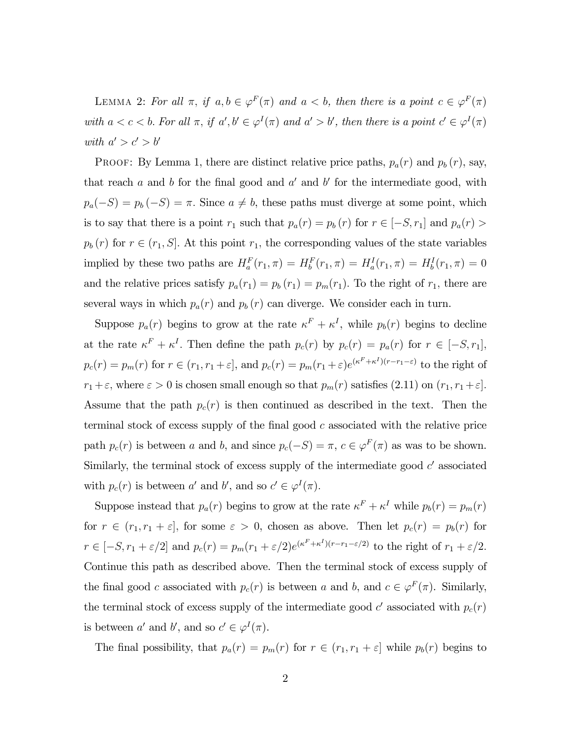LEMMA 2: *For all $\pi$, if $a, b \in \varphi^F(\pi)$ and $a < b$, then there is a point $c \in \varphi^F(\pi)$ with $a < c < b$. For all $\pi$, if $a', b' \in \varphi^I(\pi)$ and $a' > b'$, then there is a point $c' \in \varphi^I(\pi)$ with $a' > c' > b'$*

PROOF: By Lemma 1, there are distinct relative price paths, $p_a(r)$ and $p_b(r)$, say, that reach $a$ and $b$ for the final good and $a'$ and $b'$ for the intermediate good, with $p_a(-S) = p_b(-S) = \pi$. Since $a \neq b$, these paths must diverge at some point, which is to say that there is a point $r_1$ such that $p_a(r) = p_b(r)$ for $r \in [-S, r_1]$ and $p_a(r) > p_b(r)$ for $r \in (r_1, S]$. At this point $r_1$, the corresponding values of the state variables implied by these two paths are $H_a^F(r_1, \pi) = H_b^F(r_1, \pi) = H_a^I(r_1, \pi) = H_b^I(r_1, \pi) = 0$ and the relative prices satisfy $p_a(r_1) = p_b(r_1) = p_m(r_1)$. To the right of $r_1$, there are several ways in which $p_a(r)$ and $p_b(r)$ can diverge. We consider each in turn.

Suppose $p_a(r)$ begins to grow at the rate $\kappa^F + \kappa^I$, while $p_b(r)$ begins to decline at the rate $\kappa^F + \kappa^I$. Then define the path $p_c(r)$ by $p_c(r) = p_a(r)$ for $r \in [-S, r_1]$, $p_c(r) = p_m(r)$ for $r \in (r_1, r_1 + \varepsilon]$, and $p_c(r) = p_m(r_1 + \varepsilon)e^{(\kappa^F + \kappa^I)(r - r_1 - \varepsilon)}$ to the right of $r_1 + \varepsilon$, where $\varepsilon > 0$ is chosen small enough so that $p_m(r)$ satisfies (2.11) on $(r_1, r_1 + \varepsilon]$. Assume that the path $p_c(r)$ is then continued as described in the text. Then the terminal stock of excess supply of the final good $c$ associated with the relative price path $p_c(r)$ is between $a$ and $b$, and since $p_c(-S) = \pi$, $c \in \varphi^F(\pi)$ as was to be shown. Similarly, the terminal stock of excess supply of the intermediate good $c'$ associated with $p_c(r)$ is between $a'$ and $b'$, and so $c' \in \varphi^I(\pi)$.

Suppose instead that $p_a(r)$ begins to grow at the rate $\kappa^F + \kappa^I$ while $p_b(r) = p_m(r)$ for $r \in (r_1, r_1 + \varepsilon]$, for some $\varepsilon > 0$, chosen as above. Then let $p_c(r) = p_b(r)$ for $r \in [-S, r_1 + \varepsilon/2]$ and $p_c(r) = p_m(r_1 + \varepsilon/2)e^{(\kappa^F + \kappa^I)(r - r_1 - \varepsilon/2)}$ to the right of $r_1 + \varepsilon/2$. Continue this path as described above. Then the terminal stock of excess supply of the final good $c$ associated with $p_c(r)$ is between $a$ and $b$, and $c \in \varphi^F(\pi)$. Similarly, the terminal stock of excess supply of the intermediate good $c'$ associated with $p_c(r)$ is between $a'$ and $b'$, and so $c' \in \varphi^I(\pi)$.

The final possibility, that $p_a(r) = p_m(r)$ for $r \in (r_1, r_1 + \varepsilon]$ while $p_b(r)$ begins to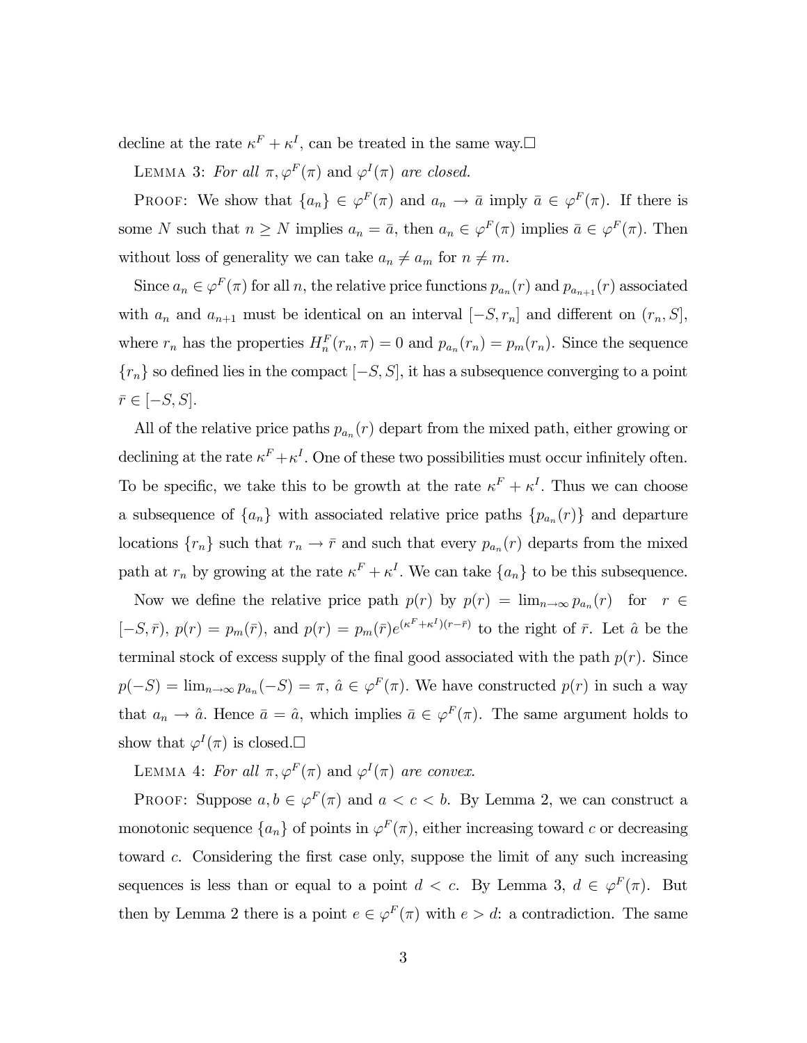decline at the rate $\kappa^F + \kappa^I$, can be treated in the same way.□

LEMMA 3: *For all* $\pi, \varphi^F(\pi)$ *and* $\varphi^I(\pi)$ *are closed.*

PROOF: We show that $\{a_n\} \in \varphi^F(\pi)$ and $a_n \to \bar{a}$ imply $\bar{a} \in \varphi^F(\pi)$. If there is some $N$ such that $n \geq N$ implies $a_n = \bar{a}$, then $a_n \in \varphi^F(\pi)$ implies $\bar{a} \in \varphi^F(\pi)$. Then without loss of generality we can take $a_n \neq a_m$ for $n \neq m$.

Since $a_n \in \varphi^F(\pi)$ for all $n$, the relative price functions $p_{a_n}(r)$ and $p_{a_{n+1}}(r)$ associated with $a_n$ and $a_{n+1}$ must be identical on an interval $[-S, r_n]$ and different on $(r_n, S]$, where $r_n$ has the properties $H^F_n(r_n, \pi) = 0$ and $p_{a_n}(r_n) = p_m(r_n)$. Since the sequence $\{r_n\}$ so defined lies in the compact $[-S, S]$, it has a subsequence converging to a point $\bar{r} \in [-S, S]$.

All of the relative price paths $p_{a_n}(r)$ depart from the mixed path, either growing or declining at the rate $\kappa^F + \kappa^I$. One of these two possibilities must occur infinitely often. To be specific, we take this to be growth at the rate $\kappa^F + \kappa^I$. Thus we can choose a subsequence of $\{a_n\}$ with associated relative price paths $\{p_{a_n}(r)\}$ and departure locations $\{r_n\}$ such that $r_n \to \bar{r}$ and such that every $p_{a_n}(r)$ departs from the mixed path at $r_n$ by growing at the rate $\kappa^F + \kappa^I$. We can take $\{a_n\}$ to be this subsequence.

Now we define the relative price path $p(r)$ by $p(r) = \lim_{n\to\infty} p_{a_n}(r)$ for $r \in [-S, \bar{r})$, $p(r) = p_m(\bar{r})$, and $p(r) = p_m(\bar{r})e^{(\kappa^F+\kappa^I)(r-\bar{r})}$ to the right of $\bar{r}$. Let $\hat{a}$ be the terminal stock of excess supply of the final good associated with the path $p(r)$. Since $p(-S) = \lim_{n\to\infty} p_{a_n}(-S) = \pi$, $\hat{a} \in \varphi^F(\pi)$. We have constructed $p(r)$ in such a way that $a_n \to \hat{a}$. Hence $\bar{a} = \hat{a}$, which implies $\bar{a} \in \varphi^F(\pi)$. The same argument holds to show that $\varphi^I(\pi)$ is closed.□

LEMMA 4: *For all* $\pi, \varphi^F(\pi)$ *and* $\varphi^I(\pi)$ *are convex.*

PROOF: Suppose $a, b \in \varphi^F(\pi)$ and $a < c < b$. By Lemma 2, we can construct a monotonic sequence $\{a_n\}$ of points in $\varphi^F(\pi)$, either increasing toward $c$ or decreasing toward $c$. Considering the first case only, suppose the limit of any such increasing sequences is less than or equal to a point $d < c$. By Lemma 3, $d \in \varphi^F(\pi)$. But then by Lemma 2 there is a point $e \in \varphi^F(\pi)$ with $e > d$: a contradiction. The same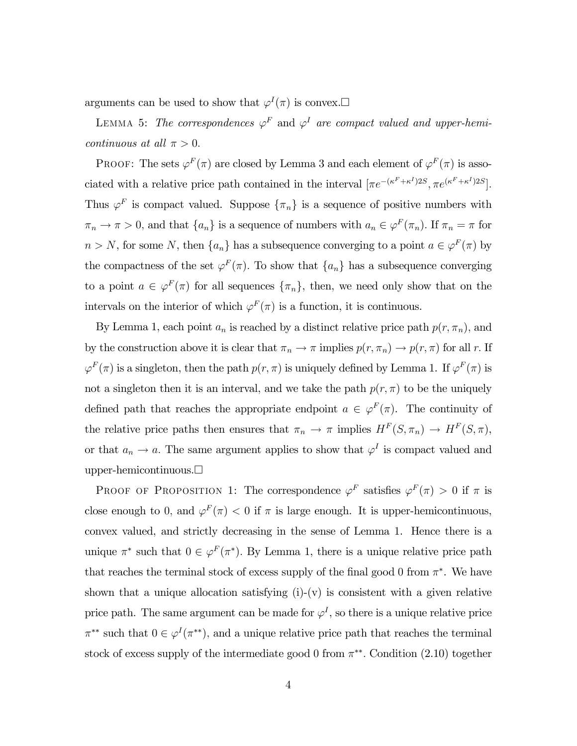arguments can be used to show that $\varphi^I(\pi)$ is convex.$\square$

Lemma 5: *The correspondences $\varphi^F$ and $\varphi^I$ are compact valued and upper-hemi-continuous at all $\pi > 0$.*

Proof: The sets $\varphi^F(\pi)$ are closed by Lemma 3 and each element of $\varphi^F(\pi)$ is associated with a relative price path contained in the interval $[\pi e^{-(\kappa^F+\kappa^I)2S}, \pi e^{(\kappa^F+\kappa^I)2S}]$. Thus $\varphi^F$ is compact valued. Suppose $\{\pi_n\}$ is a sequence of positive numbers with $\pi_n \to \pi > 0$, and that $\{a_n\}$ is a sequence of numbers with $a_n \in \varphi^F(\pi_n)$. If $\pi_n = \pi$ for $n > N$, for some $N$, then $\{a_n\}$ has a subsequence converging to a point $a \in \varphi^F(\pi)$ by the compactness of the set $\varphi^F(\pi)$. To show that $\{a_n\}$ has a subsequence converging to a point $a \in \varphi^F(\pi)$ for all sequences $\{\pi_n\}$, then, we need only show that on the intervals on the interior of which $\varphi^F(\pi)$ is a function, it is continuous.

By Lemma 1, each point $a_n$ is reached by a distinct relative price path $p(r, \pi_n)$, and by the construction above it is clear that $\pi_n \to \pi$ implies $p(r, \pi_n) \to p(r, \pi)$ for all $r$. If $\varphi^F(\pi)$ is a singleton, then the path $p(r, \pi)$ is uniquely defined by Lemma 1. If $\varphi^F(\pi)$ is not a singleton then it is an interval, and we take the path $p(r, \pi)$ to be the uniquely defined path that reaches the appropriate endpoint $a \in \varphi^F(\pi)$. The continuity of the relative price paths then ensures that $\pi_n \to \pi$ implies $H^F(S, \pi_n) \to H^F(S, \pi)$, or that $a_n \to a$. The same argument applies to show that $\varphi^I$ is compact valued and upper-hemicontinuous.$\square$

Proof of Proposition 1: The correspondence $\varphi^F$ satisfies $\varphi^F(\pi) > 0$ if $\pi$ is close enough to 0, and $\varphi^F(\pi) < 0$ if $\pi$ is large enough. It is upper-hemicontinuous, convex valued, and strictly decreasing in the sense of Lemma 1. Hence there is a unique $\pi^*$ such that $0 \in \varphi^F(\pi^*)$. By Lemma 1, there is a unique relative price path that reaches the terminal stock of excess supply of the final good 0 from $\pi^*$. We have shown that a unique allocation satisfying (i)-(v) is consistent with a given relative price path. The same argument can be made for $\varphi^I$, so there is a unique relative price $\pi^{**}$ such that $0 \in \varphi^I(\pi^{**})$, and a unique relative price path that reaches the terminal stock of excess supply of the intermediate good 0 from $\pi^{**}$. Condition (2.10) together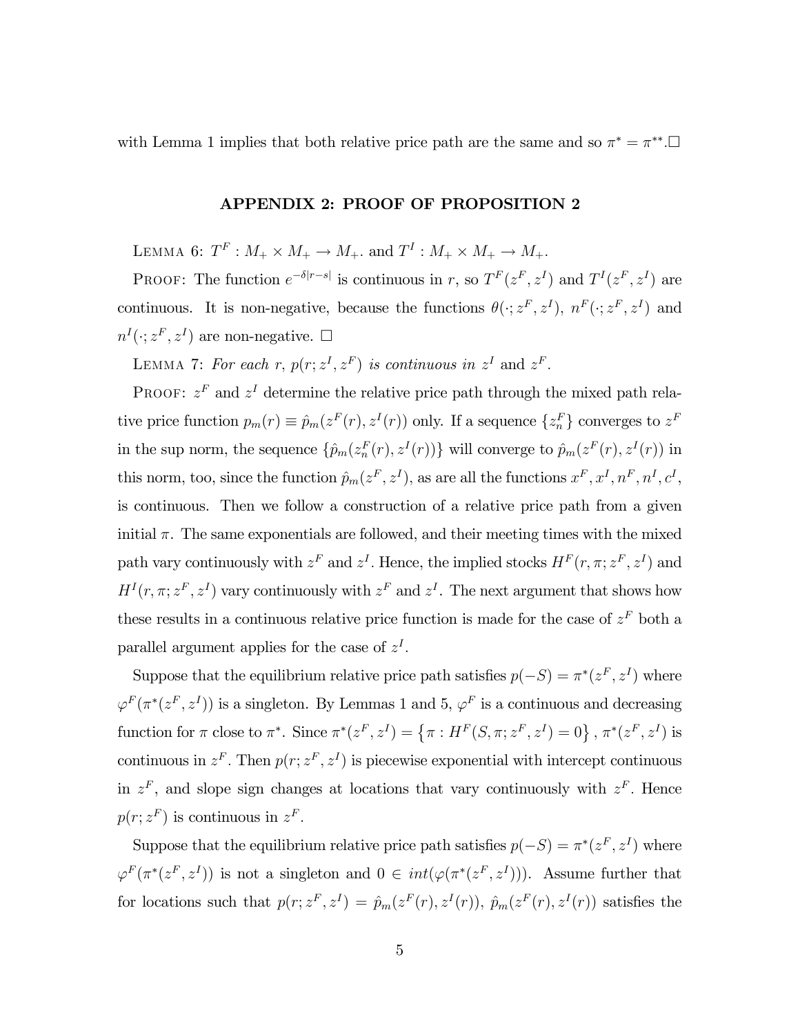with Lemma 1 implies that both relative price path are the same and so $\pi^* = \pi^{**}$.□

## APPENDIX 2: PROOF OF PROPOSITION 2

LEMMA 6: $T^F : M_+ \times M_+ \to M_+$. and $T^I : M_+ \times M_+ \to M_+$.

PROOF: The function $e^{-\delta|r-s|}$ is continuous in $r$, so $T^F(z^F, z^I)$ and $T^I(z^F, z^I)$ are continuous. It is non-negative, because the functions $\theta(\cdot; z^F, z^I)$, $n^F(\cdot; z^F, z^I)$ and $n^I(\cdot; z^F, z^I)$ are non-negative. □

LEMMA 7: *For each* $r$, $p(r; z^I, z^F)$ *is continuous in* $z^I$ and $z^F$.

PROOF: $z^F$ and $z^I$ determine the relative price path through the mixed path relative price function $p_m(r) \equiv \hat{p}_m(z^F(r), z^I(r))$ only. If a sequence $\{z_n^F\}$ converges to $z^F$ in the sup norm, the sequence $\{\hat{p}_m(z_n^F(r), z^I(r))\}$ will converge to $\hat{p}_m(z^F(r), z^I(r))$ in this norm, too, since the function $\hat{p}_m(z^F, z^I)$, as are all the functions $x^F, x^I, n^F, n^I, c^I$, is continuous. Then we follow a construction of a relative price path from a given initial $\pi$. The same exponentials are followed, and their meeting times with the mixed path vary continuously with $z^F$ and $z^I$. Hence, the implied stocks $H^F(r, \pi; z^F, z^I)$ and $H^I(r, \pi; z^F, z^I)$ vary continuously with $z^F$ and $z^I$. The next argument that shows how these results in a continuous relative price function is made for the case of $z^F$ both a parallel argument applies for the case of $z^I$.

Suppose that the equilibrium relative price path satisfies $p(-S) = \pi^*(z^F, z^I)$ where $\varphi^F(\pi^*(z^F, z^I))$ is a singleton. By Lemmas 1 and 5, $\varphi^F$ is a continuous and decreasing function for $\pi$ close to $\pi^*$. Since $\pi^*(z^F, z^I) = \{\pi : H^F(S, \pi; z^F, z^I) = 0\}$, $\pi^*(z^F, z^I)$ is continuous in $z^F$. Then $p(r; z^F, z^I)$ is piecewise exponential with intercept continuous in $z^F$, and slope sign changes at locations that vary continuously with $z^F$. Hence $p(r; z^F)$ is continuous in $z^F$.

Suppose that the equilibrium relative price path satisfies $p(-S) = \pi^*(z^F, z^I)$ where $\varphi^F(\pi^*(z^F, z^I))$ is not a singleton and $0 \in int(\varphi(\pi^*(z^F, z^I)))$. Assume further that for locations such that $p(r; z^F, z^I) = \hat{p}_m(z^F(r), z^I(r))$, $\hat{p}_m(z^F(r), z^I(r))$ satisfies the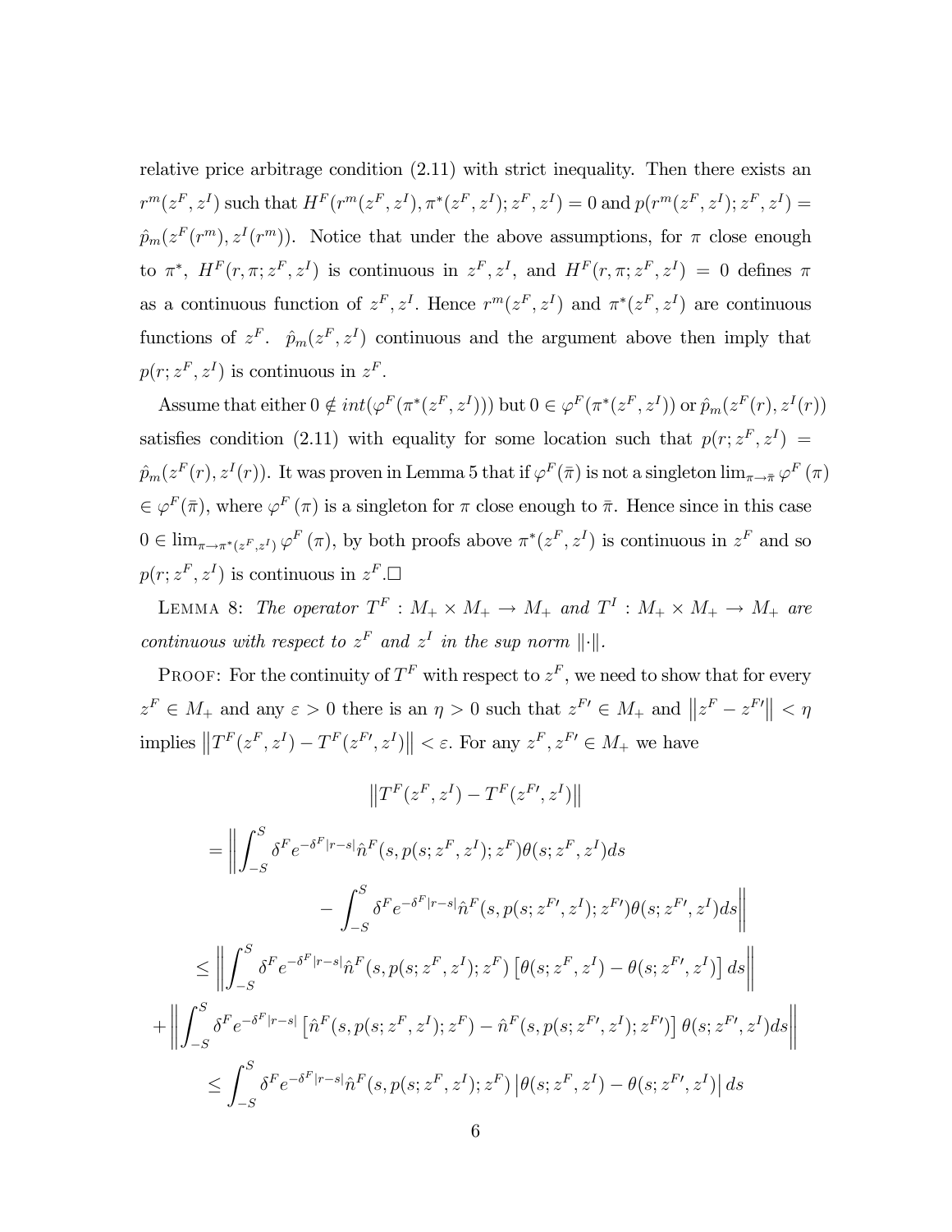relative price arbitrage condition (2.11) with strict inequality. Then there exists an $r^m(z^F, z^I)$ such that $H^F(r^m(z^F, z^I), \pi^*(z^F, z^I); z^F, z^I) = 0$ and $p(r^m(z^F, z^I); z^F, z^I) = \hat{p}_m(z^F(r^m), z^I(r^m))$. Notice that under the above assumptions, for $\pi$ close enough to $\pi^*$, $H^F(r, \pi; z^F, z^I)$ is continuous in $z^F, z^I$, and $H^F(r, \pi; z^F, z^I) = 0$ defines $\pi$ as a continuous function of $z^F, z^I$. Hence $r^m(z^F, z^I)$ and $\pi^*(z^F, z^I)$ are continuous functions of $z^F$. $\hat{p}_m(z^F, z^I)$ continuous and the argument above then imply that $p(r; z^F, z^I)$ is continuous in $z^F$.

Assume that either $0 \notin int(\varphi^F(\pi^*(z^F, z^I)))$ but $0 \in \varphi^F(\pi^*(z^F, z^I))$ or $\hat{p}_m(z^F(r), z^I(r))$ satisfies condition (2.11) with equality for some location such that $p(r; z^F, z^I) = \hat{p}_m(z^F(r), z^I(r))$. It was proven in Lemma 5 that if $\varphi^F(\bar{\pi})$ is not a singleton $\lim_{\pi \to \bar{\pi}} \varphi^F(\pi) \in \varphi^F(\bar{\pi})$, where $\varphi^F(\pi)$ is a singleton for $\pi$ close enough to $\bar{\pi}$. Hence since in this case $0 \in \lim_{\pi \to \pi^*(z^F, z^I)} \varphi^F(\pi)$, by both proofs above $\pi^*(z^F, z^I)$ is continuous in $z^F$ and so $p(r; z^F, z^I)$ is continuous in $z^F$.$\square$

Lemma 8: *The operator $T^F : M_+ \times M_+ \to M_+$ and $T^I : M_+ \times M_+ \to M_+$ are continuous with respect to $z^F$ and $z^I$ in the sup norm $\|\cdot\|$.*

Proof: For the continuity of $T^F$ with respect to $z^F$, we need to show that for every $z^F \in M_+$ and any $\varepsilon > 0$ there is an $\eta > 0$ such that $z^{F\prime} \in M_+$ and $\left\|z^F - z^{F\prime}\right\| < \eta$ implies $\left\|T^F(z^F, z^I) - T^F(z^{F\prime}, z^I)\right\| < \varepsilon$. For any $z^F, z^{F\prime} \in M_+$ we have

$$\left\|T^F(z^F, z^I) - T^F(z^{F\prime}, z^I)\right\|$$

$$= \left\| \int_{-S}^{S} \delta^F e^{-\delta^F|r-s|} \hat{n}^F(s, p(s; z^F, z^I); z^F) \theta(s; z^F, z^I) ds \right.$$
$$\left. - \int_{-S}^{S} \delta^F e^{-\delta^F|r-s|} \hat{n}^F(s, p(s; z^{F\prime}, z^I); z^{F\prime}) \theta(s; z^{F\prime}, z^I) ds \right\|$$

$$\leq \left\| \int_{-S}^{S} \delta^F e^{-\delta^F|r-s|} \hat{n}^F(s, p(s; z^F, z^I); z^F) \left[\theta(s; z^F, z^I) - \theta(s; z^{F\prime}, z^I)\right] ds \right\|$$
$$+ \left\| \int_{-S}^{S} \delta^F e^{-\delta^F|r-s|} \left[\hat{n}^F(s, p(s; z^F, z^I); z^F) - \hat{n}^F(s, p(s; z^{F\prime}, z^I); z^{F\prime})\right] \theta(s; z^{F\prime}, z^I) ds \right\|$$

$$\leq \int_{-S}^{S} \delta^F e^{-\delta^F|r-s|} \hat{n}^F(s, p(s; z^F, z^I); z^F) \left|\theta(s; z^F, z^I) - \theta(s; z^{F\prime}, z^I)\right| ds$$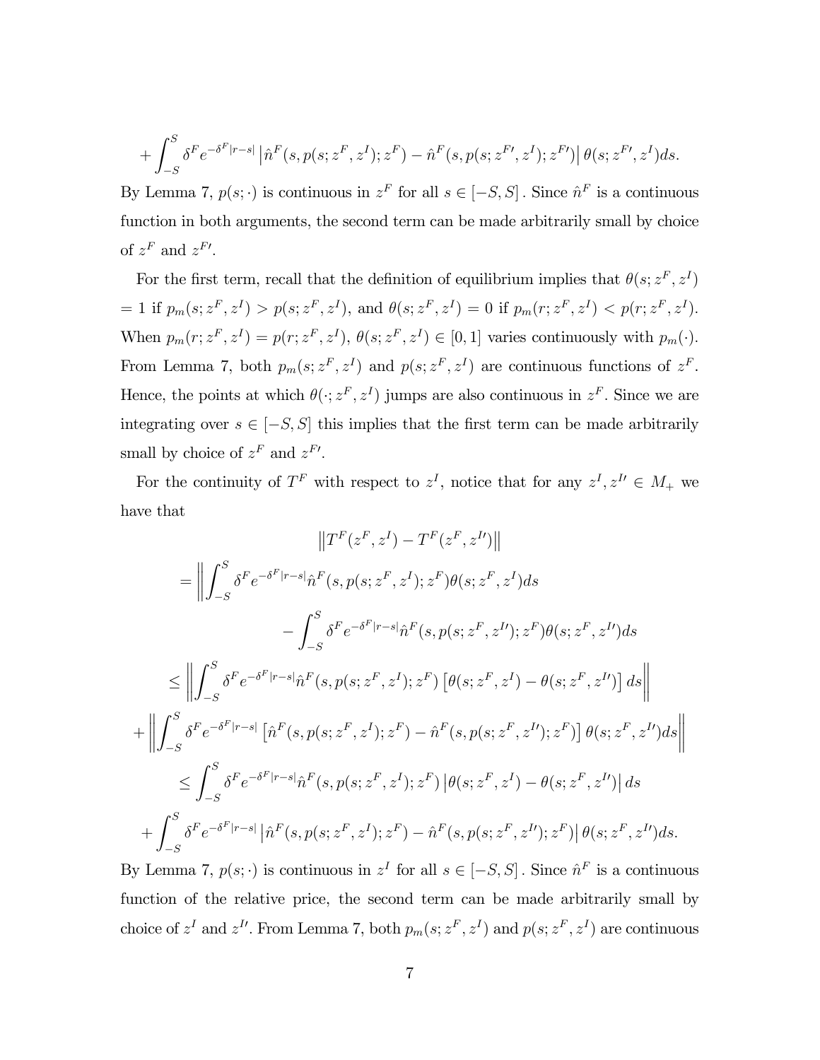$$+\int_{-S}^{S} \delta^F e^{-\delta^F |r-s|} \left| \hat{n}^F(s, p(s; z^F, z^I); z^F) - \hat{n}^F(s, p(s; z^{F\prime}, z^I); z^{F\prime}) \right| \theta(s; z^{F\prime}, z^I) ds.$$

By Lemma 7, $p(s; \cdot)$ is continuous in $z^F$ for all $s \in [-S, S]$. Since $\hat{n}^F$ is a continuous function in both arguments, the second term can be made arbitrarily small by choice of $z^F$ and $z^{F\prime}$.

For the first term, recall that the definition of equilibrium implies that $\theta(s; z^F, z^I) = 1$ if $p_m(s; z^F, z^I) > p(s; z^F, z^I)$, and $\theta(s; z^F, z^I) = 0$ if $p_m(r; z^F, z^I) < p(r; z^F, z^I)$. When $p_m(r; z^F, z^I) = p(r; z^F, z^I)$, $\theta(s; z^F, z^I) \in [0, 1]$ varies continuously with $p_m(\cdot)$. From Lemma 7, both $p_m(s; z^F, z^I)$ and $p(s; z^F, z^I)$ are continuous functions of $z^F$. Hence, the points at which $\theta(\cdot; z^F, z^I)$ jumps are also continuous in $z^F$. Since we are integrating over $s \in [-S, S]$ this implies that the first term can be made arbitrarily small by choice of $z^F$ and $z^{F\prime}$.

For the continuity of $T^F$ with respect to $z^I$, notice that for any $z^I, z^{I\prime} \in M_+$ we have that

$$\left\| T^F(z^F, z^I) - T^F(z^F, z^{I\prime}) \right\|$$

$$= \left\| \int_{-S}^{S} \delta^F e^{-\delta^F |r-s|} \hat{n}^F(s, p(s; z^F, z^I); z^F) \theta(s; z^F, z^I) ds - \int_{-S}^{S} \delta^F e^{-\delta^F |r-s|} \hat{n}^F(s, p(s; z^F, z^{I\prime}); z^F) \theta(s; z^F, z^{I\prime}) ds \right\|$$

$$\leq \left\| \int_{-S}^{S} \delta^F e^{-\delta^F |r-s|} \hat{n}^F(s, p(s; z^F, z^I); z^F) \left[ \theta(s; z^F, z^I) - \theta(s; z^F, z^{I\prime}) \right] ds \right\|$$

$$+ \left\| \int_{-S}^{S} \delta^F e^{-\delta^F |r-s|} \left[ \hat{n}^F(s, p(s; z^F, z^I); z^F) - \hat{n}^F(s, p(s; z^F, z^{I\prime}); z^F) \right] \theta(s; z^F, z^{I\prime}) ds \right\|$$

$$\leq \int_{-S}^{S} \delta^F e^{-\delta^F |r-s|} \hat{n}^F(s, p(s; z^F, z^I); z^F) \left| \theta(s; z^F, z^I) - \theta(s; z^F, z^{I\prime}) \right| ds$$

$$+ \int_{-S}^{S} \delta^F e^{-\delta^F |r-s|} \left| \hat{n}^F(s, p(s; z^F, z^I); z^F) - \hat{n}^F(s, p(s; z^F, z^{I\prime}); z^F) \right| \theta(s; z^F, z^{I\prime}) ds.$$

By Lemma 7, $p(s; \cdot)$ is continuous in $z^I$ for all $s \in [-S, S]$. Since $\hat{n}^F$ is a continuous function of the relative price, the second term can be made arbitrarily small by choice of $z^I$ and $z^{I\prime}$. From Lemma 7, both $p_m(s; z^F, z^I)$ and $p(s; z^F, z^I)$ are continuous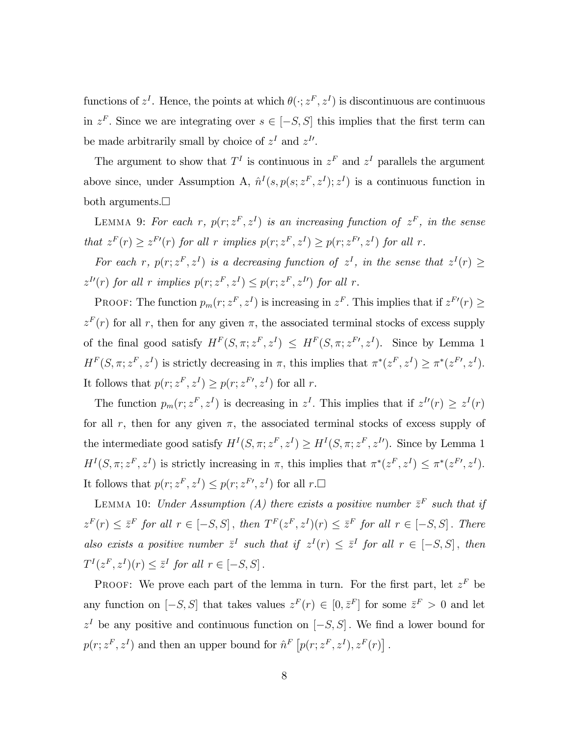functions of $z^I$. Hence, the points at which $\theta(\cdot; z^F, z^I)$ is discontinuous are continuous in $z^F$. Since we are integrating over $s \in [-S, S]$ this implies that the first term can be made arbitrarily small by choice of $z^I$ and $z^{I\prime}$.

The argument to show that $T^I$ is continuous in $z^F$ and $z^I$ parallels the argument above since, under Assumption A, $\hat{n}^I(s, p(s; z^F, z^I); z^I)$ is a continuous function in both arguments.□

Lemma 9: *For each $r$, $p(r; z^F, z^I)$ is an increasing function of $z^F$, in the sense that $z^F(r) \geq z^{F\prime}(r)$ for all $r$ implies $p(r; z^F, z^I) \geq p(r; z^{F\prime}, z^I)$ for all $r$.*

*For each $r$, $p(r; z^F, z^I)$ is a decreasing function of $z^I$, in the sense that $z^I(r) \geq z^{I\prime}(r)$ for all $r$ implies $p(r; z^F, z^I) \leq p(r; z^F, z^{I\prime})$ for all $r$.*

Proof: The function $p_m(r; z^F, z^I)$ is increasing in $z^F$. This implies that if $z^{F\prime}(r) \geq z^F(r)$ for all $r$, then for any given $\pi$, the associated terminal stocks of excess supply of the final good satisfy $H^F(S, \pi; z^F, z^I) \leq H^F(S, \pi; z^{F\prime}, z^I)$. Since by Lemma 1 $H^F(S, \pi; z^F, z^I)$ is strictly decreasing in $\pi$, this implies that $\pi^*(z^F, z^I) \geq \pi^*(z^{F\prime}, z^I)$. It follows that $p(r; z^F, z^I) \geq p(r; z^{F\prime}, z^I)$ for all $r$.

The function $p_m(r; z^F, z^I)$ is decreasing in $z^I$. This implies that if $z^{I\prime}(r) \geq z^I(r)$ for all $r$, then for any given $\pi$, the associated terminal stocks of excess supply of the intermediate good satisfy $H^I(S, \pi; z^F, z^I) \geq H^I(S, \pi; z^F, z^{I\prime})$. Since by Lemma 1 $H^I(S, \pi; z^F, z^I)$ is strictly increasing in $\pi$, this implies that $\pi^*(z^F, z^I) \leq \pi^*(z^{F\prime}, z^I)$. It follows that $p(r; z^F, z^I) \leq p(r; z^{F\prime}, z^I)$ for all $r$.□

Lemma 10: *Under Assumption (A) there exists a positive number $\bar{z}^F$ such that if $z^F(r) \leq \bar{z}^F$ for all $r \in [-S, S]$, then $T^F(z^F, z^I)(r) \leq \bar{z}^F$ for all $r \in [-S, S]$. There also exists a positive number $\bar{z}^I$ such that if $z^I(r) \leq \bar{z}^I$ for all $r \in [-S, S]$, then $T^I(z^F, z^I)(r) \leq \bar{z}^I$ for all $r \in [-S, S]$.*

Proof: We prove each part of the lemma in turn. For the first part, let $z^F$ be any function on $[-S, S]$ that takes values $z^F(r) \in [0, \bar{z}^F]$ for some $\bar{z}^F > 0$ and let $z^I$ be any positive and continuous function on $[-S, S]$. We find a lower bound for $p(r; z^F, z^I)$ and then an upper bound for $\hat{n}^F\left[p(r; z^F, z^I), z^F(r)\right]$.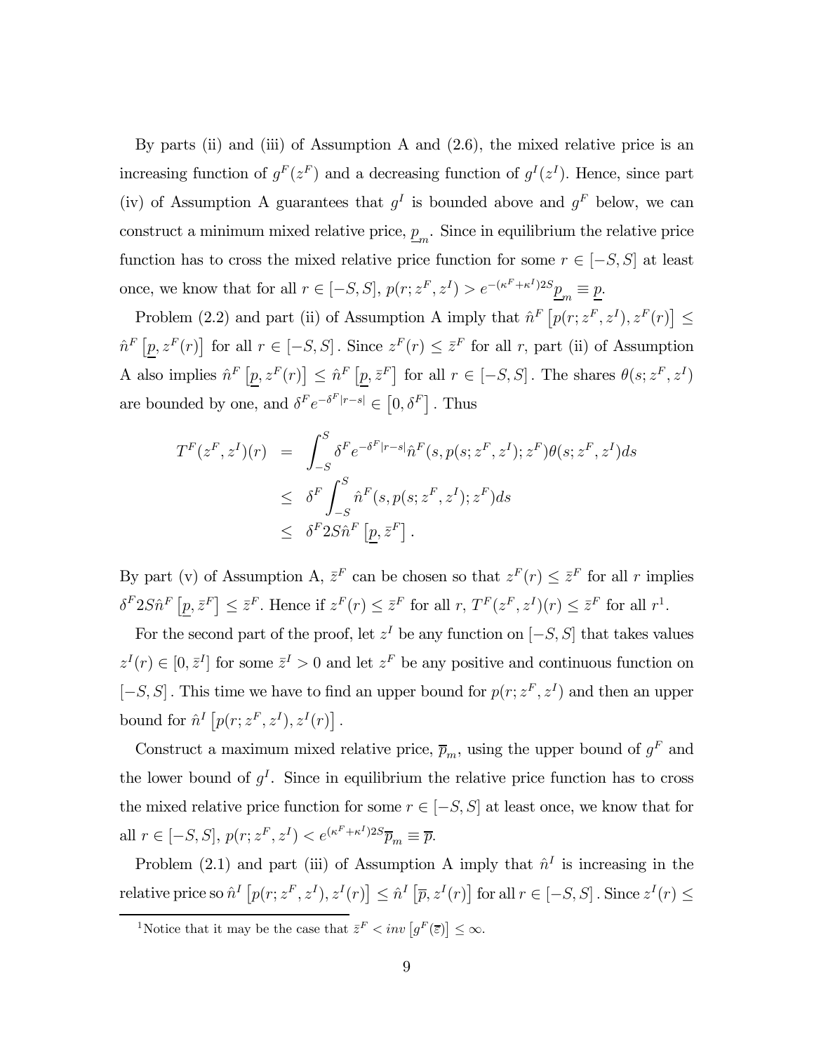By parts (ii) and (iii) of Assumption A and (2.6), the mixed relative price is an increasing function of $g^F(z^F)$ and a decreasing function of $g^I(z^I)$. Hence, since part (iv) of Assumption A guarantees that $g^I$ is bounded above and $g^F$ below, we can construct a minimum mixed relative price, $\underline{p}_m$. Since in equilibrium the relative price function has to cross the mixed relative price function for some $r \in [-S, S]$ at least once, we know that for all $r \in [-S, S]$, $p(r; z^F, z^I) > e^{-(\kappa^F+\kappa^I)2S}\underline{p}_m \equiv \underline{p}$.

Problem (2.2) and part (ii) of Assumption A imply that $\hat{n}^F\left[p(r; z^F, z^I), z^F(r)\right] \leq \hat{n}^F\left[\underline{p}, z^F(r)\right]$ for all $r \in [-S, S]$. Since $z^F(r) \leq \bar{z}^F$ for all $r$, part (ii) of Assumption A also implies $\hat{n}^F\left[\underline{p}, z^F(r)\right] \leq \hat{n}^F\left[\underline{p}, \bar{z}^F\right]$ for all $r \in [-S, S]$. The shares $\theta(s; z^F, z^I)$ are bounded by one, and $\delta^F e^{-\delta^F|r-s|} \in \left[0, \delta^F\right]$. Thus

$$
\begin{aligned}
T^F(z^F, z^I)(r) &= \int_{-S}^{S} \delta^F e^{-\delta^F|r-s|}\hat{n}^F(s, p(s; z^F, z^I); z^F)\theta(s; z^F, z^I)ds \\
&\leq \delta^F \int_{-S}^{S} \hat{n}^F(s, p(s; z^F, z^I); z^F)ds \\
&\leq \delta^F 2S\hat{n}^F\left[\underline{p}, \bar{z}^F\right].
\end{aligned}
$$

By part (v) of Assumption A, $\bar{z}^F$ can be chosen so that $z^F(r) \leq \bar{z}^F$ for all $r$ implies $\delta^F 2S\hat{n}^F\left[\underline{p}, \bar{z}^F\right] \leq \bar{z}^F$. Hence if $z^F(r) \leq \bar{z}^F$ for all $r$, $T^F(z^F, z^I)(r) \leq \bar{z}^F$ for all $r$[1].

For the second part of the proof, let $z^I$ be any function on $[-S, S]$ that takes values $z^I(r) \in [0, \bar{z}^I]$ for some $\bar{z}^I > 0$ and let $z^F$ be any positive and continuous function on $[-S, S]$. This time we have to find an upper bound for $p(r; z^F, z^I)$ and then an upper bound for $\hat{n}^I\left[p(r; z^F, z^I), z^I(r)\right]$.

Construct a maximum mixed relative price, $\overline{p}_m$, using the upper bound of $g^F$ and the lower bound of $g^I$. Since in equilibrium the relative price function has to cross the mixed relative price function for some $r \in [-S, S]$ at least once, we know that for all $r \in [-S, S]$, $p(r; z^F, z^I) < e^{(\kappa^F+\kappa^I)2S}\overline{p}_m \equiv \overline{p}$.

Problem (2.1) and part (iii) of Assumption A imply that $\hat{n}^I$ is increasing in the relative price so $\hat{n}^I\left[p(r; z^F, z^I), z^I(r)\right] \leq \hat{n}^I\left[\overline{p}, z^I(r)\right]$ for all $r \in [-S, S]$. Since $z^I(r) \leq$

[1] Notice that it may be the case that $\bar{z}^F < inv\left[g^F(\overline{\varepsilon})\right] \leq \infty$.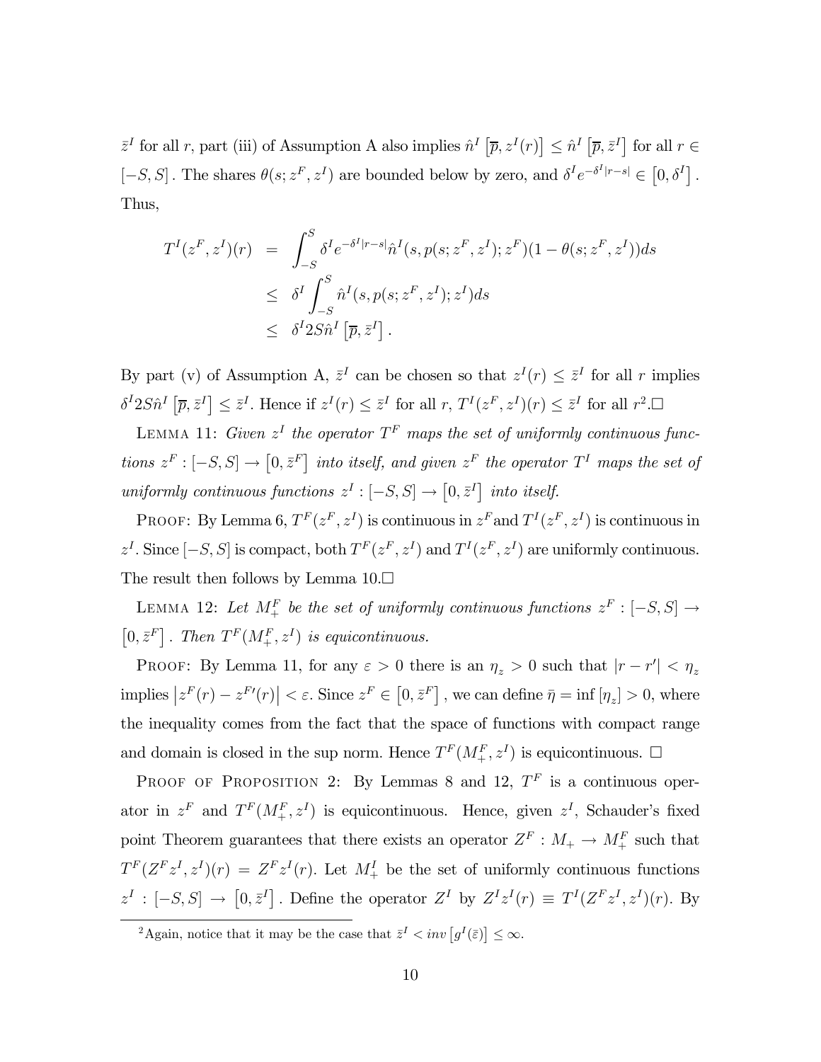$\bar{z}^I$ for all $r$, part (iii) of Assumption A also implies $\hat{n}^I\left[\overline{p}, z^I(r)\right] \leq \hat{n}^I\left[\overline{p}, \bar{z}^I\right]$ for all $r \in [-S, S]$. The shares $\theta(s; z^F, z^I)$ are bounded below by zero, and $\delta^I e^{-\delta^I|r-s|} \in \left[0, \delta^I\right]$. Thus,

$$
\begin{aligned}
T^I(z^F, z^I)(r) &= \int_{-S}^{S} \delta^I e^{-\delta^I|r-s|} \hat{n}^I(s, p(s; z^F, z^I); z^F)(1 - \theta(s; z^F, z^I))ds \\
&\leq \delta^I \int_{-S}^{S} \hat{n}^I(s, p(s; z^F, z^I); z^I)ds \\
&\leq \delta^I 2S \hat{n}^I\left[\overline{p}, \bar{z}^I\right].
\end{aligned}
$$

By part (v) of Assumption A, $\bar{z}^I$ can be chosen so that $z^I(r) \leq \bar{z}^I$ for all $r$ implies $\delta^I 2S\hat{n}^I\left[\overline{p}, \bar{z}^I\right] \leq \bar{z}^I$. Hence if $z^I(r) \leq \bar{z}^I$ for all $r$, $T^I(z^F, z^I)(r) \leq \bar{z}^I$ for all $r$[2].□

Lemma 11: *Given $z^I$ the operator $T^F$ maps the set of uniformly continuous functions $z^F : [-S, S] \to \left[0, \bar{z}^F\right]$ into itself, and given $z^F$ the operator $T^I$ maps the set of uniformly continuous functions $z^I : [-S, S] \to \left[0, \bar{z}^I\right]$ into itself.*

Proof: By Lemma 6, $T^F(z^F, z^I)$ is continuous in $z^F$and $T^I(z^F, z^I)$ is continuous in $z^I$. Since $[-S, S]$ is compact, both $T^F(z^F, z^I)$ and $T^I(z^F, z^I)$ are uniformly continuous. The result then follows by Lemma 10.□

Lemma 12: *Let $M_+^F$ be the set of uniformly continuous functions $z^F : [-S, S] \to \left[0, \bar{z}^F\right]$. Then $T^F(M_+^F, z^I)$ is equicontinuous.*

Proof: By Lemma 11, for any $\varepsilon > 0$ there is an $\eta_z > 0$ such that $|r - r'| < \eta_z$ implies $\left|z^F(r) - z^{F\prime}(r)\right| < \varepsilon$. Since $z^F \in \left[0, \bar{z}^F\right]$, we can define $\bar{\eta} = \inf\left[\eta_z\right] > 0$, where the inequality comes from the fact that the space of functions with compact range and domain is closed in the sup norm. Hence $T^F(M_+^F, z^I)$ is equicontinuous. □

Proof of Proposition 2: By Lemmas 8 and 12, $T^F$ is a continuous operator in $z^F$ and $T^F(M_+^F, z^I)$ is equicontinuous. Hence, given $z^I$, Schauder's fixed point Theorem guarantees that there exists an operator $Z^F : M_+ \to M_+^F$ such that $T^F(Z^F z^I, z^I)(r) = Z^F z^I(r)$. Let $M_+^I$ be the set of uniformly continuous functions $z^I : [-S, S] \to \left[0, \bar{z}^I\right]$. Define the operator $Z^I$ by $Z^I z^I(r) \equiv T^I(Z^F z^I, z^I)(r)$. By

[2]Again, notice that it may be the case that $\bar{z}^I < inv\left[g^I(\bar{\varepsilon})\right] \leq \infty$.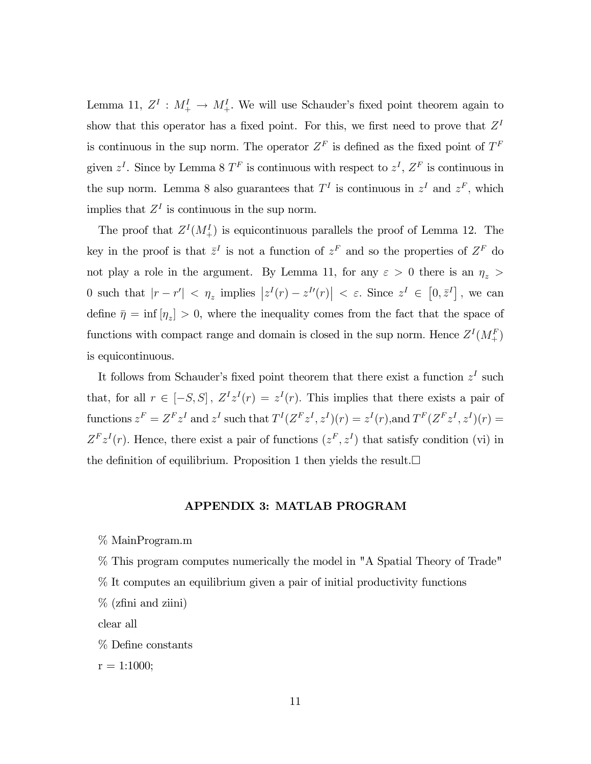Lemma 11, $Z^I : M_+^I \rightarrow M_+^I$. We will use Schauder's fixed point theorem again to show that this operator has a fixed point. For this, we first need to prove that $Z^I$ is continuous in the sup norm. The operator $Z^F$ is defined as the fixed point of $T^F$ given $z^I$. Since by Lemma 8 $T^F$ is continuous with respect to $z^I$, $Z^F$ is continuous in the sup norm. Lemma 8 also guarantees that $T^I$ is continuous in $z^I$ and $z^F$, which implies that $Z^I$ is continuous in the sup norm.

The proof that $Z^I(M_+^I)$ is equicontinuous parallels the proof of Lemma 12. The key in the proof is that $\bar{z}^I$ is not a function of $z^F$ and so the properties of $Z^F$ do not play a role in the argument. By Lemma 11, for any $\varepsilon > 0$ there is an $\eta_z > 0$ such that $|r - r'| < \eta_z$ implies $\left|z^I(r) - z^{I\prime}(r)\right| < \varepsilon$. Since $z^I \in \left[0, \bar{z}^I\right]$, we can define $\bar{\eta} = \inf\left[\eta_z\right] > 0$, where the inequality comes from the fact that the space of functions with compact range and domain is closed in the sup norm. Hence $Z^I(M_+^F)$ is equicontinuous.

It follows from Schauder's fixed point theorem that there exist a function $z^I$ such that, for all $r \in [-S, S]$, $Z^I z^I(r) = z^I(r)$. This implies that there exists a pair of functions $z^F = Z^F z^I$ and $z^I$ such that $T^I(Z^F z^I, z^I)(r) = z^I(r)$,and $T^F(Z^F z^I, z^I)(r) = Z^F z^I(r)$. Hence, there exist a pair of functions $(z^F, z^I)$ that satisfy condition (vi) in the definition of equilibrium. Proposition 1 then yields the result.□

## APPENDIX 3: MATLAB PROGRAM

```
% MainProgram.m
% This program computes numerically the model in "A Spatial Theory of Trade"
% It computes an equilibrium given a pair of initial productivity functions
% (zfini and ziini)
clear all
% Define constants
r = 1:1000;
```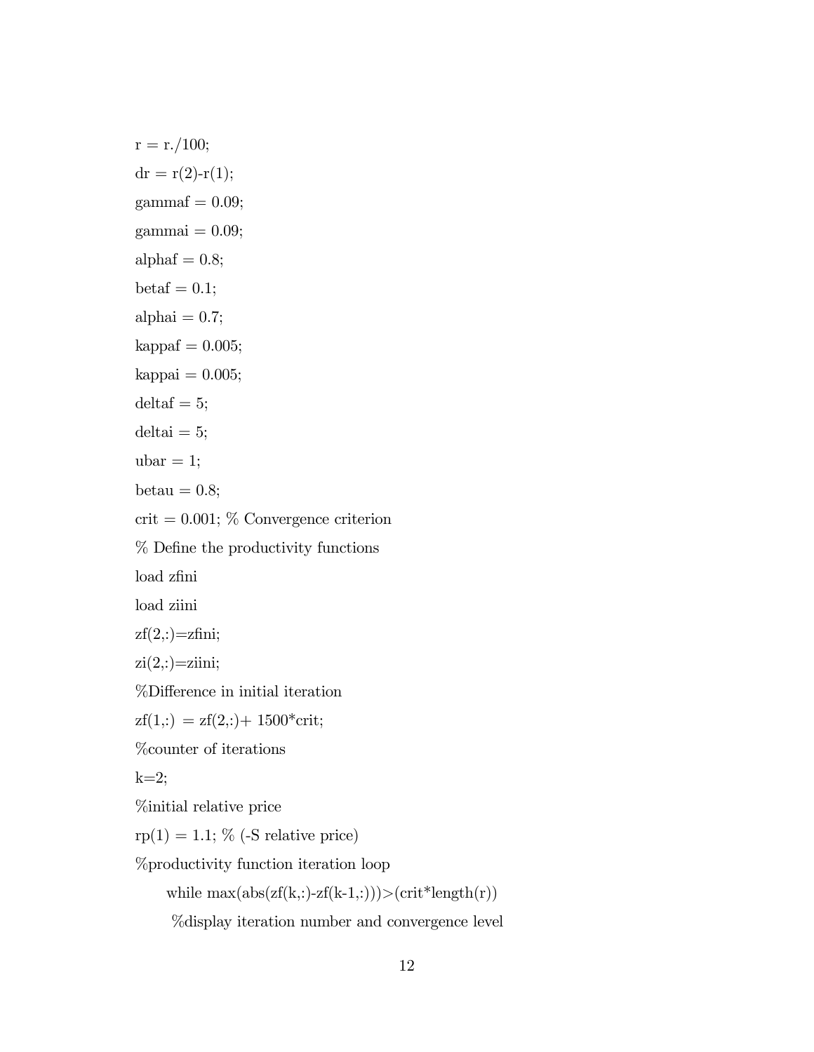```
r = r./100;
dr = r(2)-r(1);
gammaf = 0.09;
gammai = 0.09;
alphaf = 0.8;
betaf = 0.1;
alphai = 0.7;
kappaf = 0.005;
kappai = 0.005;
deltaf = 5;
deltai = 5;
ubar = 1;
betau = 0.8;
crit = 0.001; % Convergence criterion
% Define the productivity functions
load zfini
load ziini
zf(2,:)=zfini;
zi(2,:)=ziini;
%Difference in initial iteration
zf(1,:) = zf(2,:)+ 1500*crit;
%counter of iterations
k=2;
%initial relative price
rp(1) = 1.1; % (-S relative price)
%productivity function iteration loop
    while max(abs(zf(k,:)-zf(k-1,:)))>(crit*length(r))
     %display iteration number and convergence level
```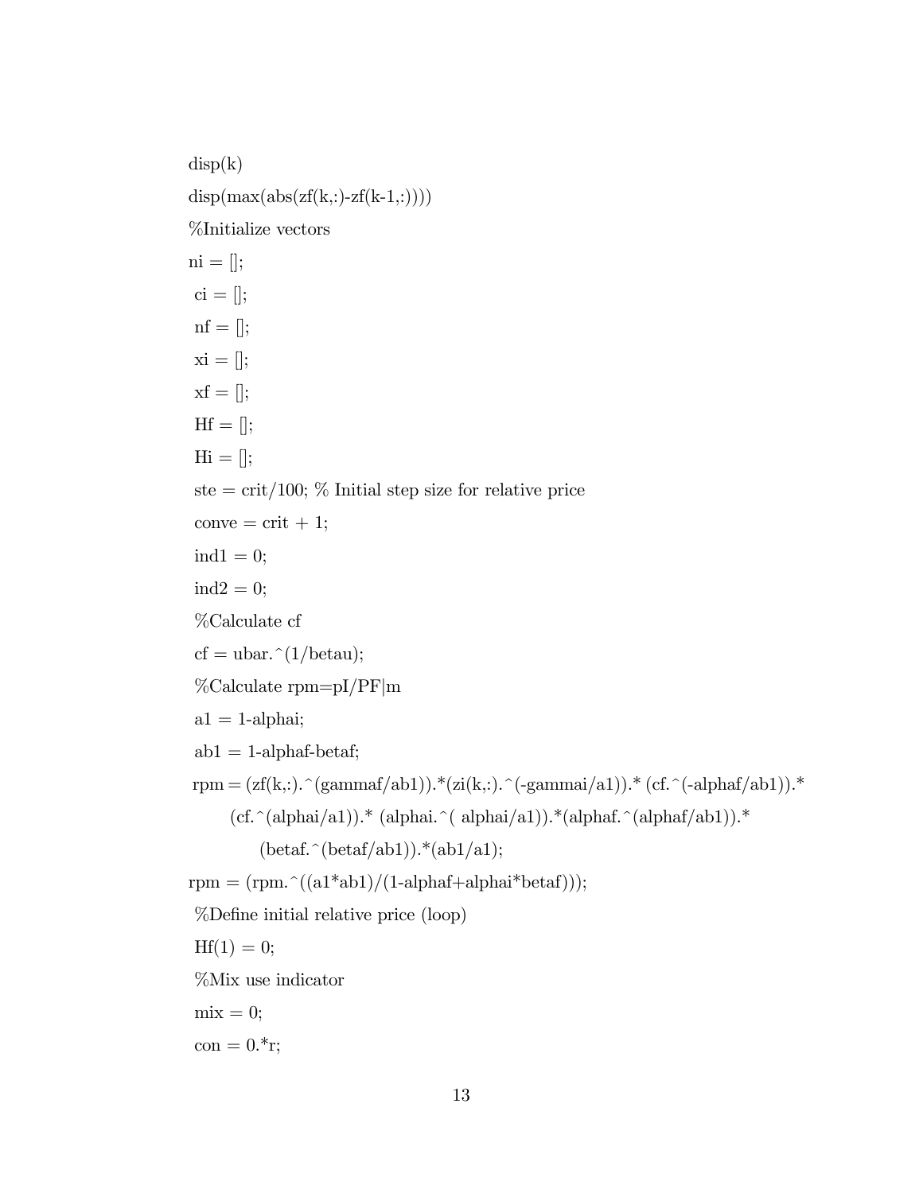```
disp(k)
disp(max(abs(zf(k,:)-zf(k-1,:))))
%Initialize vectors
ni = [];
 ci = [];
 nf = [];
 xi = [];
 xf = [];
 Hf = [];
 Hi = [];
 ste = crit/100; % Initial step size for relative price
 conve = crit + 1;
 ind1 = 0;
 ind2 = 0;
 %Calculate cf
 cf = ubar.^(1/betau);
 %Calculate rpm=pI/PF|m
 a1 = 1-alphai;
 ab1 = 1-alphaf-betaf;
 rpm = (zf(k,:).^(gammaf/ab1)).*(zi(k,:).^(-gammai/a1)).* (cf.^(-alphaf/ab1)).*
       (cf.^(alphai/a1)).* (alphai.^( alphai/a1)).*(alphaf.^(alphaf/ab1)).*
            (betaf.^(betaf/ab1)).*(ab1/a1);
rpm = (rpm.^((a1*ab1)/(1-alphaf+alphai*betaf)));
 %Define initial relative price (loop)
 Hf(1) = 0;
 %Mix use indicator
 mix = 0;
 con = 0.*r;
```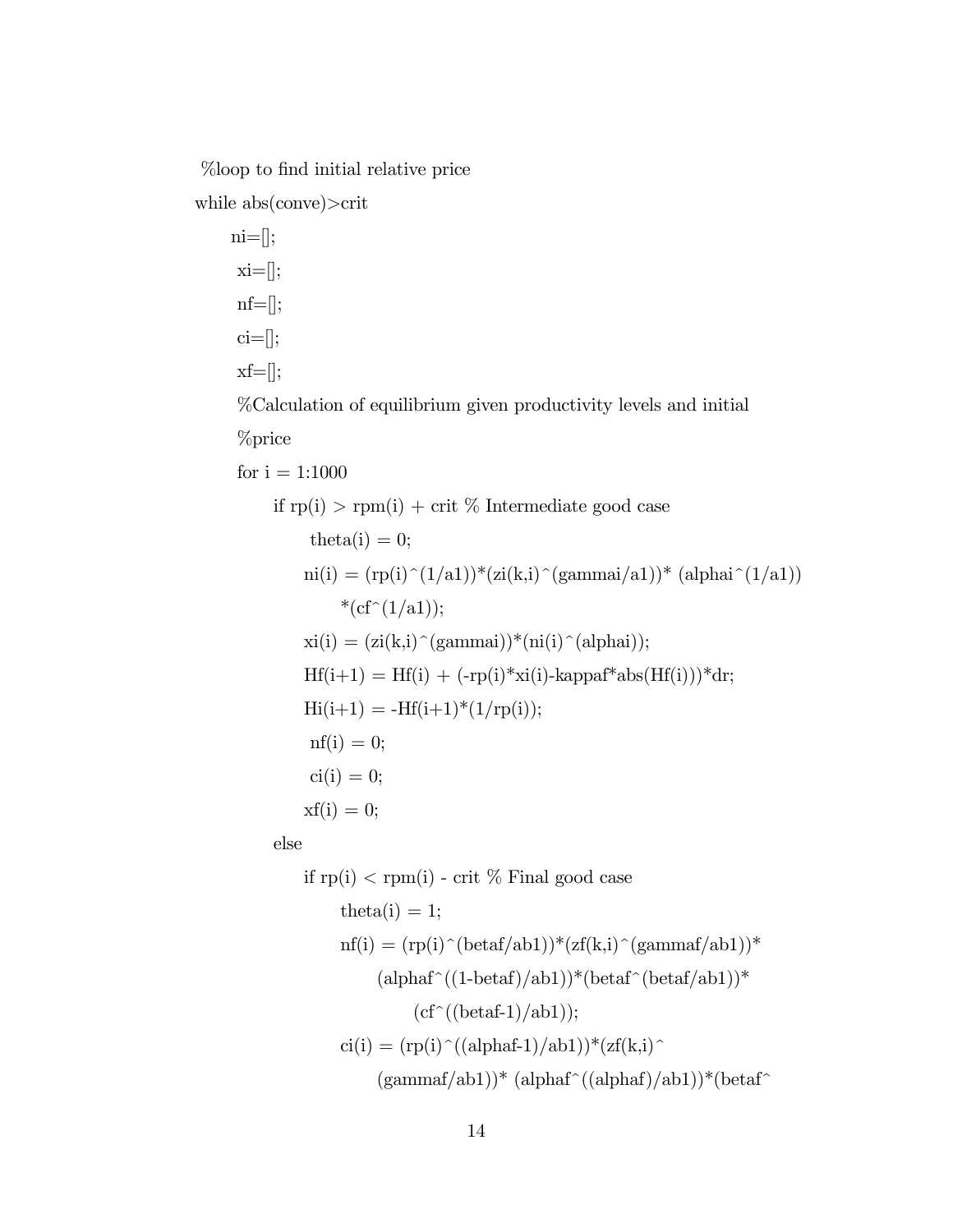```
%loop to find initial relative price
while abs(conve)>crit
    ni=[];
    xi=[];
    nf=[];
    ci=[];
    xf=[];
    %Calculation of equilibrium given productivity levels and initial
    %price
    for i = 1:1000
        if rp(i) > rpm(i) + crit % Intermediate good case
            theta(i) = 0;
            ni(i) = (rp(i)^(1/a1))*(zi(k,i)^(gammai/a1))* (alphai^(1/a1))
                *(cf^(1/a1));
            xi(i) = (zi(k,i)^(gammai))*(ni(i)^(alphai));
            Hf(i+1) = Hf(i) + (-rp(i)*xi(i)-kappaf*abs(Hf(i)))*dr;
            Hi(i+1) = -Hf(i+1)*(1/rp(i));
            nf(i) = 0;
            ci(i) = 0;
            xf(i) = 0;
        else
            if rp(i) < rpm(i) - crit % Final good case
                theta(i) = 1;
                nf(i) = (rp(i)^(betaf/ab1))*(zf(k,i)^(gammaf/ab1))*
                    (alphaf^((1-betaf)/ab1))*(betaf^(betaf/ab1))*
                        (cf^((betaf-1)/ab1));
                ci(i) = (rp(i)^((alphaf-1)/ab1))*(zf(k,i)^
                    (gammaf/ab1))* (alphaf^((alphaf)/ab1))*(betaf^
```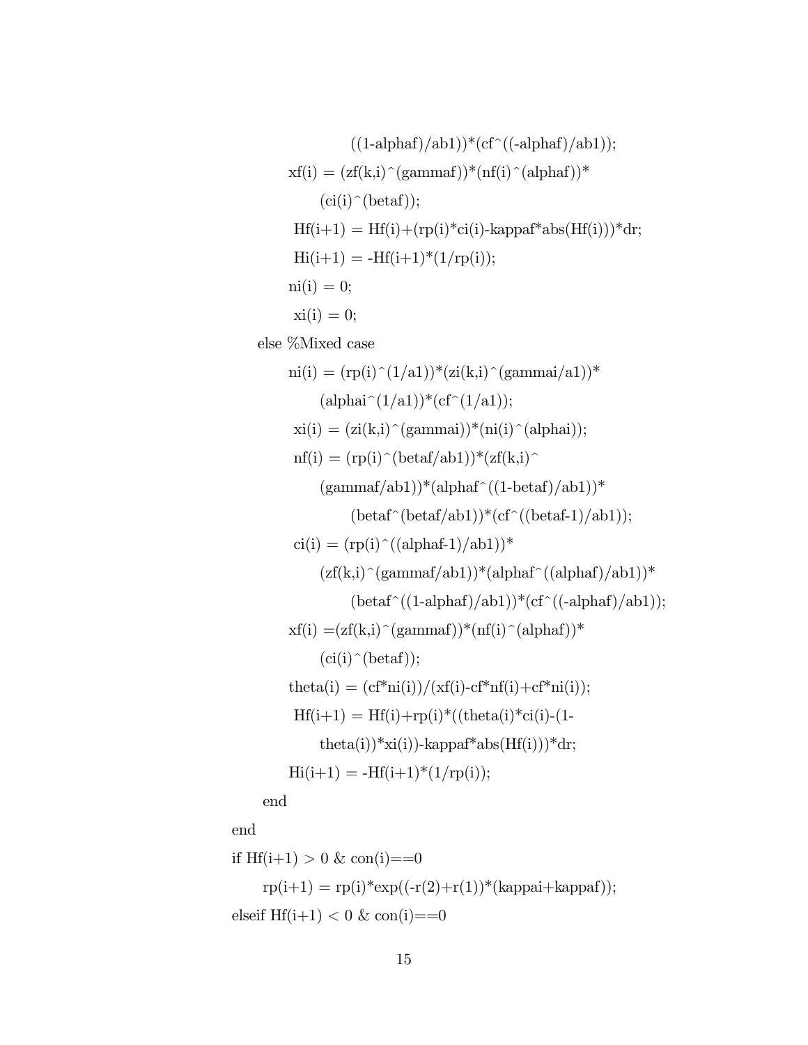```
                ((1-alphaf)/ab1))*(cf^((-alphaf)/ab1));
        xf(i) = (zf(k,i)^(gammaf))*(nf(i)^(alphaf))*
            (ci(i)^(betaf));
        Hf(i+1) = Hf(i)+(rp(i)*ci(i)-kappaf*abs(Hf(i)))*dr;
        Hi(i+1) = -Hf(i+1)*(1/rp(i));
        ni(i) = 0;
        xi(i) = 0;
    else %Mixed case
        ni(i) = (rp(i)^(1/a1))*(zi(k,i)^(gammai/a1))*
            (alphai^(1/a1))*(cf^(1/a1));
        xi(i) = (zi(k,i)^(gammai))*(ni(i)^(alphai));
        nf(i) = (rp(i)^(betaf/ab1))*(zf(k,i)^
            (gammaf/ab1))*(alphaf^((1-betaf)/ab1))*
                (betaf^(betaf/ab1))*(cf^((betaf-1)/ab1));
        ci(i) = (rp(i)^((alphaf-1)/ab1))*
            (zf(k,i)^(gammaf/ab1))*(alphaf^((alphaf)/ab1))*
                (betaf^((1-alphaf)/ab1))*(cf^((-alphaf)/ab1));
        xf(i) =(zf(k,i)^(gammaf))*(nf(i)^(alphaf))*
            (ci(i)^(betaf));
        theta(i) = (cf*ni(i))/(xf(i)-cf*nf(i)+cf*ni(i));
        Hf(i+1) = Hf(i)+rp(i)*((theta(i)*ci(i)-(1-
            theta(i))*xi(i))-kappaf*abs(Hf(i)))*dr;
        Hi(i+1) = -Hf(i+1)*(1/rp(i));
    end
end
if Hf(i+1) > 0 & con(i)==0
    rp(i+1) = rp(i)*exp((-r(2)+r(1))*(kappai+kappaf));
elseif Hf(i+1) < 0 & con(i)==0
```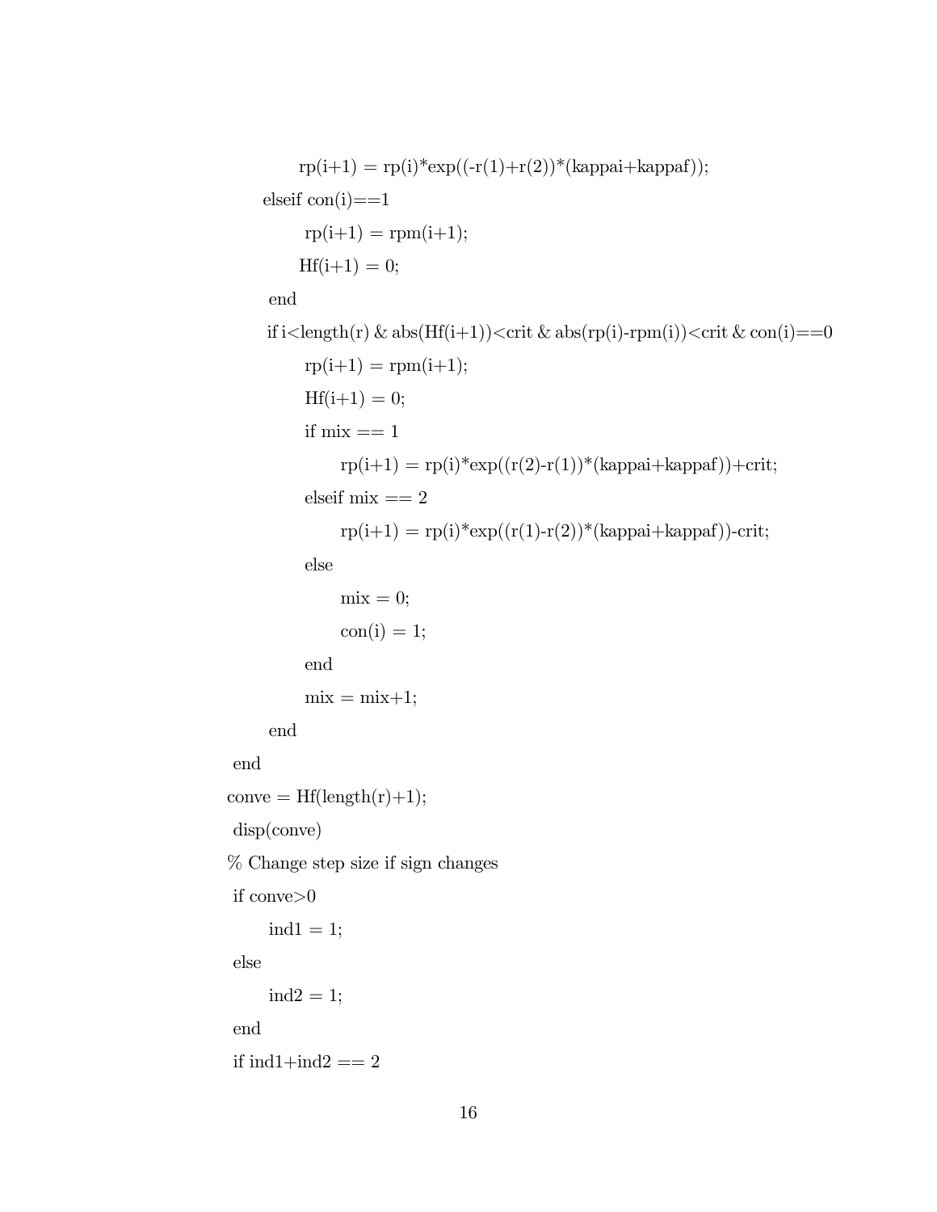```
            rp(i+1) = rp(i)*exp((-r(1)+r(2))*(kappai+kappaf));
        elseif con(i)==1
            rp(i+1) = rpm(i+1);
            Hf(i+1) = 0;
        end
        if i<length(r) & abs(Hf(i+1))<crit & abs(rp(i)-rpm(i))<crit & con(i)==0
            rp(i+1) = rpm(i+1);
            Hf(i+1) = 0;
            if mix == 1
                rp(i+1) = rp(i)*exp((r(2)-r(1))*(kappai+kappaf))+crit;
            elseif mix == 2
                rp(i+1) = rp(i)*exp((r(1)-r(2))*(kappai+kappaf))-crit;
            else
                mix = 0;
                con(i) = 1;
            end
            mix = mix+1;
        end
    end
    conve = Hf(length(r)+1);
    disp(conve)
    % Change step size if sign changes
    if conve>0
        ind1 = 1;
    else
        ind2 = 1;
    end
    if ind1+ind2 == 2
```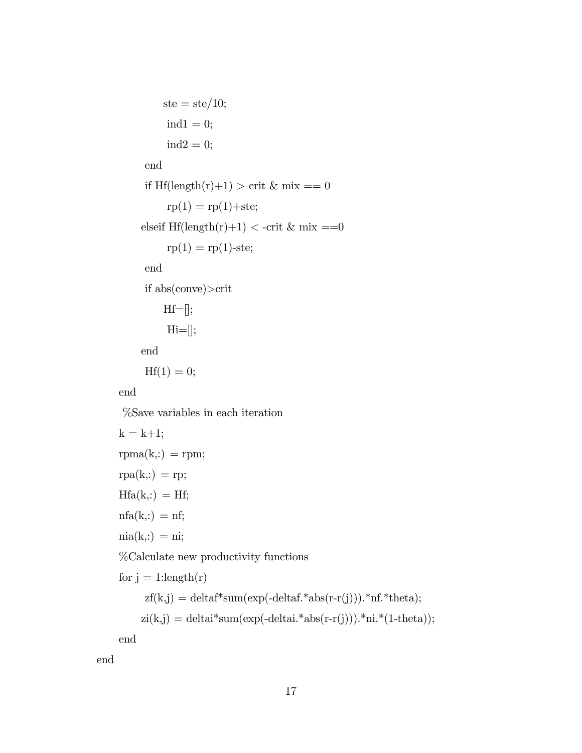```
                ste = ste/10;
                 ind1 = 0;
                 ind2 = 0;
           end
           if Hf(length(r)+1) > crit & mix == 0
                 rp(1) = rp(1)+ste;
           elseif Hf(length(r)+1) < -crit & mix ==0
                 rp(1) = rp(1)-ste;
           end
           if abs(conve)>crit
                Hf=[];
                 Hi=[];
           end
           Hf(1) = 0;
     end
     %Save variables in each iteration
     k = k+1;
     rpma(k,:) = rpm;
     rpa(k,:) = rp;
     Hfa(k,:) = Hf;
     nfa(k,:) = nf;
     nia(k,:) = ni;
     %Calculate new productivity functions
     for j = 1:length(r)
           zf(k,j) = deltaf*sum(exp(-deltaf.*abs(r-r(j))).*nf.*theta);
          zi(k,j) = deltai*sum(exp(-deltai.*abs(r-r(j))).*ni.*(1-theta));
     end
end
```